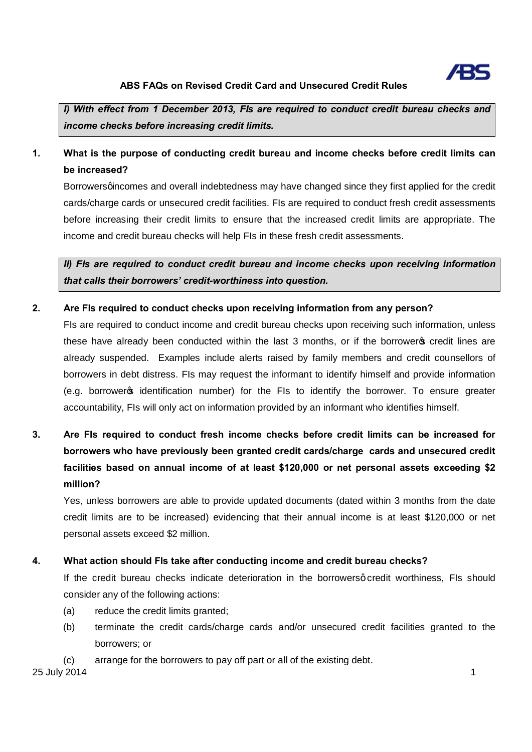# ABS FAQs on Revised Credit Card and Unsecured Credit Rules

***I) With effect from 1 December 2013, FIs are required to conduct credit bureau checks and income checks before increasing credit limits.***

**1. What is the purpose of conducting credit bureau and income checks before credit limits can be increased?**

Borrowers' incomes and overall indebtedness may have changed since they first applied for the credit cards/charge cards or unsecured credit facilities. FIs are required to conduct fresh credit assessments before increasing their credit limits to ensure that the increased credit limits are appropriate. The income and credit bureau checks will help FIs in these fresh credit assessments.

***II) FIs are required to conduct credit bureau and income checks upon receiving information that calls their borrowers' credit-worthiness into question.***

**2. Are FIs required to conduct checks upon receiving information from any person?**

FIs are required to conduct income and credit bureau checks upon receiving such information, unless these have already been conducted within the last 3 months, or if the borrower's credit lines are already suspended. Examples include alerts raised by family members and credit counsellors of borrowers in debt distress. FIs may request the informant to identify himself and provide information (e.g. borrower's identification number) for the FIs to identify the borrower. To ensure greater accountability, FIs will only act on information provided by an informant who identifies himself.

**3. Are FIs required to conduct fresh income checks before credit limits can be increased for borrowers who have previously been granted credit cards/charge cards and unsecured credit facilities based on annual income of at least $120,000 or net personal assets exceeding $2 million?**

Yes, unless borrowers are able to provide updated documents (dated within 3 months from the date credit limits are to be increased) evidencing that their annual income is at least $120,000 or net personal assets exceed $2 million.

**4. What action should FIs take after conducting income and credit bureau checks?**

If the credit bureau checks indicate deterioration in the borrowers' credit worthiness, FIs should consider any of the following actions:

(a) reduce the credit limits granted;

(b) terminate the credit cards/charge cards and/or unsecured credit facilities granted to the borrowers; or

(c) arrange for the borrowers to pay off part or all of the existing debt.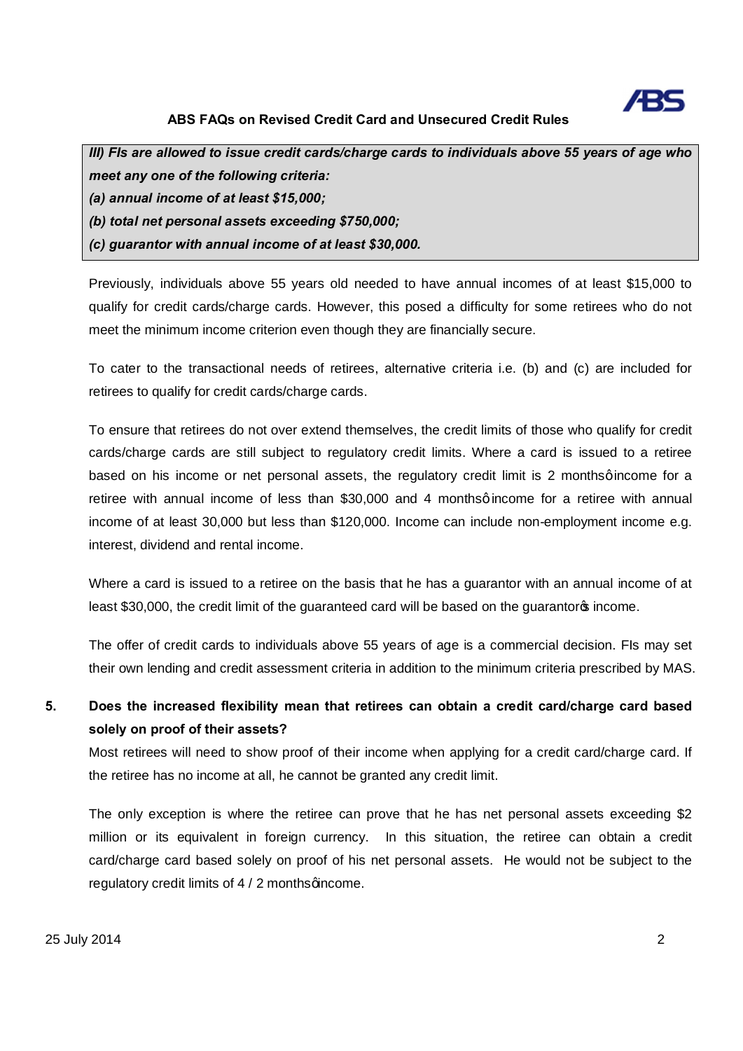***III) FIs are allowed to issue credit cards/charge cards to individuals above 55 years of age who meet any one of the following criteria:***
***(a) annual income of at least $15,000;***
***(b) total net personal assets exceeding $750,000;***
***(c) guarantor with annual income of at least $30,000.***

Previously, individuals above 55 years old needed to have annual incomes of at least $15,000 to qualify for credit cards/charge cards. However, this posed a difficulty for some retirees who do not meet the minimum income criterion even though they are financially secure.

To cater to the transactional needs of retirees, alternative criteria i.e. (b) and (c) are included for retirees to qualify for credit cards/charge cards.

To ensure that retirees do not over extend themselves, the credit limits of those who qualify for credit cards/charge cards are still subject to regulatory credit limits. Where a card is issued to a retiree based on his income or net personal assets, the regulatory credit limit is 2 monthsq income for a retiree with annual income of less than $30,000 and 4 monthsq income for a retiree with annual income of at least 30,000 but less than $120,000. Income can include non-employment income e.g. interest, dividend and rental income.

Where a card is issued to a retiree on the basis that he has a guarantor with an annual income of at least $30,000, the credit limit of the guaranteed card will be based on the guarantor�s income.

The offer of credit cards to individuals above 55 years of age is a commercial decision. FIs may set their own lending and credit assessment criteria in addition to the minimum criteria prescribed by MAS.

**5. Does the increased flexibility mean that retirees can obtain a credit card/charge card based solely on proof of their assets?**

Most retirees will need to show proof of their income when applying for a credit card/charge card. If the retiree has no income at all, he cannot be granted any credit limit.

The only exception is where the retiree can prove that he has net personal assets exceeding $2 million or its equivalent in foreign currency. In this situation, the retiree can obtain a credit card/charge card based solely on proof of his net personal assets. He would not be subject to the regulatory credit limits of 4 / 2 monthsq income.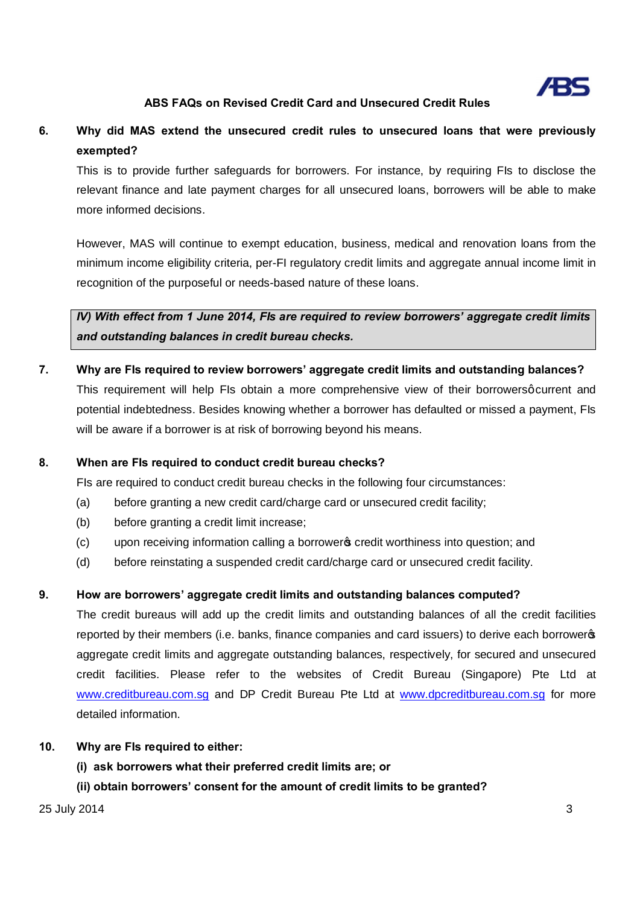6. **Why did MAS extend the unsecured credit rules to unsecured loans that were previously exempted?**

   This is to provide further safeguards for borrowers. For instance, by requiring FIs to disclose the relevant finance and late payment charges for all unsecured loans, borrowers will be able to make more informed decisions.

   However, MAS will continue to exempt education, business, medical and renovation loans from the minimum income eligibility criteria, per-FI regulatory credit limits and aggregate annual income limit in recognition of the purposeful or needs-based nature of these loans.

***IV) With effect from 1 June 2014, FIs are required to review borrowers' aggregate credit limits and outstanding balances in credit bureau checks.***

7. **Why are FIs required to review borrowers' aggregate credit limits and outstanding balances?**

   This requirement will help FIs obtain a more comprehensive view of their borrowers' current and potential indebtedness. Besides knowing whether a borrower has defaulted or missed a payment, FIs will be aware if a borrower is at risk of borrowing beyond his means.

8. **When are FIs required to conduct credit bureau checks?**

   FIs are required to conduct credit bureau checks in the following four circumstances:

   (a) before granting a new credit card/charge card or unsecured credit facility;

   (b) before granting a credit limit increase;

   (c) upon receiving information calling a borrower's credit worthiness into question; and

   (d) before reinstating a suspended credit card/charge card or unsecured credit facility.

9. **How are borrowers' aggregate credit limits and outstanding balances computed?**

   The credit bureaus will add up the credit limits and outstanding balances of all the credit facilities reported by their members (i.e. banks, finance companies and card issuers) to derive each borrower's aggregate credit limits and aggregate outstanding balances, respectively, for secured and unsecured credit facilities. Please refer to the websites of Credit Bureau (Singapore) Pte Ltd at www.creditbureau.com.sg and DP Credit Bureau Pte Ltd at www.dpcreditbureau.com.sg for more detailed information.

10. **Why are FIs required to either:**

    **(i) ask borrowers what their preferred credit limits are; or**

    **(ii) obtain borrowers' consent for the amount of credit limits to be granted?**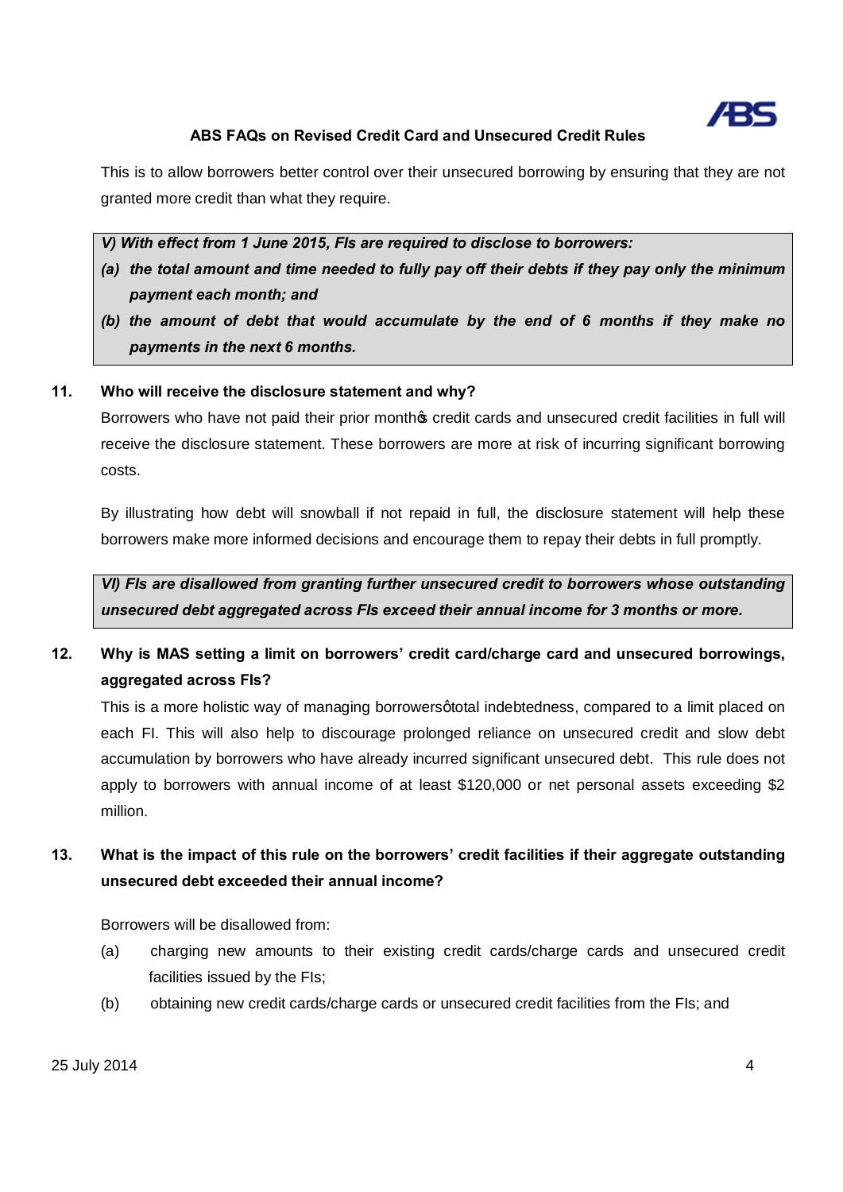This is to allow borrowers better control over their unsecured borrowing by ensuring that they are not granted more credit than what they require.

***V) With effect from 1 June 2015, FIs are required to disclose to borrowers:***

***(a) the total amount and time needed to fully pay off their debts if they pay only the minimum payment each month; and***

***(b) the amount of debt that would accumulate by the end of 6 months if they make no payments in the next 6 months.***

**11. Who will receive the disclosure statement and why?**

Borrowers who have not paid their prior month's credit cards and unsecured credit facilities in full will receive the disclosure statement. These borrowers are more at risk of incurring significant borrowing costs.

By illustrating how debt will snowball if not repaid in full, the disclosure statement will help these borrowers make more informed decisions and encourage them to repay their debts in full promptly.

***VI) FIs are disallowed from granting further unsecured credit to borrowers whose outstanding unsecured debt aggregated across FIs exceed their annual income for 3 months or more.***

**12. Why is MAS setting a limit on borrowers' credit card/charge card and unsecured borrowings, aggregated across FIs?**

This is a more holistic way of managing borrowers' total indebtedness, compared to a limit placed on each FI. This will also help to discourage prolonged reliance on unsecured credit and slow debt accumulation by borrowers who have already incurred significant unsecured debt. This rule does not apply to borrowers with annual income of at least $120,000 or net personal assets exceeding $2 million.

**13. What is the impact of this rule on the borrowers' credit facilities if their aggregate outstanding unsecured debt exceeded their annual income?**

Borrowers will be disallowed from:

(a) charging new amounts to their existing credit cards/charge cards and unsecured credit facilities issued by the FIs;

(b) obtaining new credit cards/charge cards or unsecured credit facilities from the FIs; and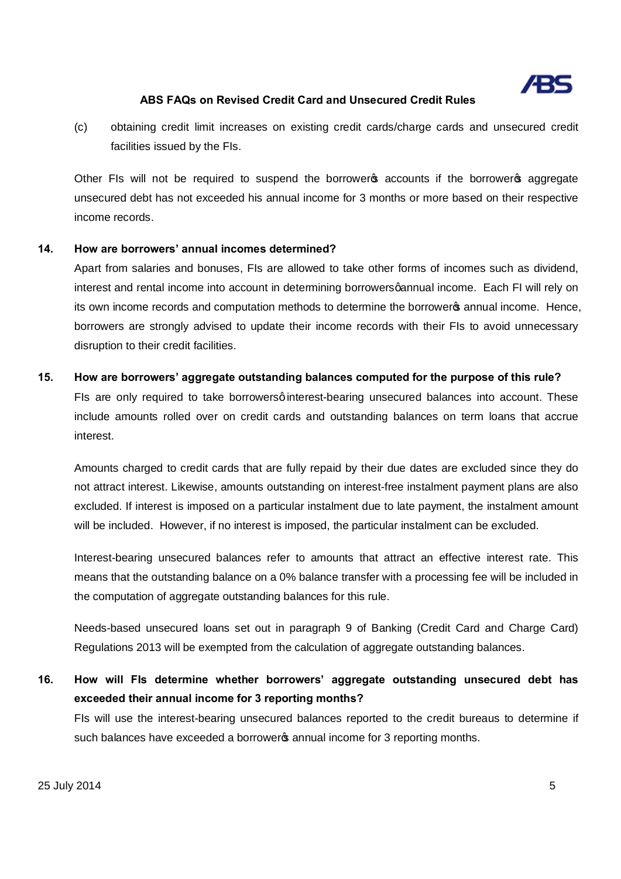(c) obtaining credit limit increases on existing credit cards/charge cards and unsecured credit facilities issued by the FIs.

Other FIs will not be required to suspend the borrower's accounts if the borrower's aggregate unsecured debt has not exceeded his annual income for 3 months or more based on their respective income records.

**14. How are borrowers' annual incomes determined?**

Apart from salaries and bonuses, FIs are allowed to take other forms of incomes such as dividend, interest and rental income into account in determining borrowers' annual income. Each FI will rely on its own income records and computation methods to determine the borrower's annual income. Hence, borrowers are strongly advised to update their income records with their FIs to avoid unnecessary disruption to their credit facilities.

**15. How are borrowers' aggregate outstanding balances computed for the purpose of this rule?**

FIs are only required to take borrowers' interest-bearing unsecured balances into account. These include amounts rolled over on credit cards and outstanding balances on term loans that accrue interest.

Amounts charged to credit cards that are fully repaid by their due dates are excluded since they do not attract interest. Likewise, amounts outstanding on interest-free instalment payment plans are also excluded. If interest is imposed on a particular instalment due to late payment, the instalment amount will be included. However, if no interest is imposed, the particular instalment can be excluded.

Interest-bearing unsecured balances refer to amounts that attract an effective interest rate. This means that the outstanding balance on a 0% balance transfer with a processing fee will be included in the computation of aggregate outstanding balances for this rule.

Needs-based unsecured loans set out in paragraph 9 of Banking (Credit Card and Charge Card) Regulations 2013 will be exempted from the calculation of aggregate outstanding balances.

**16. How will FIs determine whether borrowers' aggregate outstanding unsecured debt has exceeded their annual income for 3 reporting months?**

FIs will use the interest-bearing unsecured balances reported to the credit bureaus to determine if such balances have exceeded a borrower's annual income for 3 reporting months.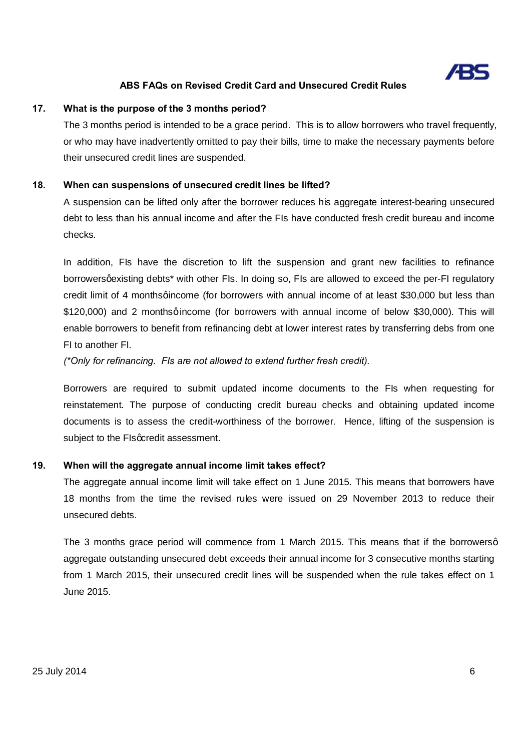**17. What is the purpose of the 3 months period?**

The 3 months period is intended to be a grace period. This is to allow borrowers who travel frequently, or who may have inadvertently omitted to pay their bills, time to make the necessary payments before their unsecured credit lines are suspended.

**18. When can suspensions of unsecured credit lines be lifted?**

A suspension can be lifted only after the borrower reduces his aggregate interest-bearing unsecured debt to less than his annual income and after the FIs have conducted fresh credit bureau and income checks.

In addition, FIs have the discretion to lift the suspension and grant new facilities to refinance borrowersφexisting debts* with other FIs. In doing so, FIs are allowed to exceed the per-FI regulatory credit limit of 4 monthsφincome (for borrowers with annual income of at least $30,000 but less than $120,000) and 2 monthsφincome (for borrowers with annual income of below $30,000). This will enable borrowers to benefit from refinancing debt at lower interest rates by transferring debs from one FI to another FI.

*(*Only for refinancing. FIs are not allowed to extend further fresh credit).*

Borrowers are required to submit updated income documents to the FIs when requesting for reinstatement. The purpose of conducting credit bureau checks and obtaining updated income documents is to assess the credit-worthiness of the borrower. Hence, lifting of the suspension is subject to the FIsφcredit assessment.

**19. When will the aggregate annual income limit takes effect?**

The aggregate annual income limit will take effect on 1 June 2015. This means that borrowers have 18 months from the time the revised rules were issued on 29 November 2013 to reduce their unsecured debts.

The 3 months grace period will commence from 1 March 2015. This means that if the borrowersφ aggregate outstanding unsecured debt exceeds their annual income for 3 consecutive months starting from 1 March 2015, their unsecured credit lines will be suspended when the rule takes effect on 1 June 2015.

25 July 2014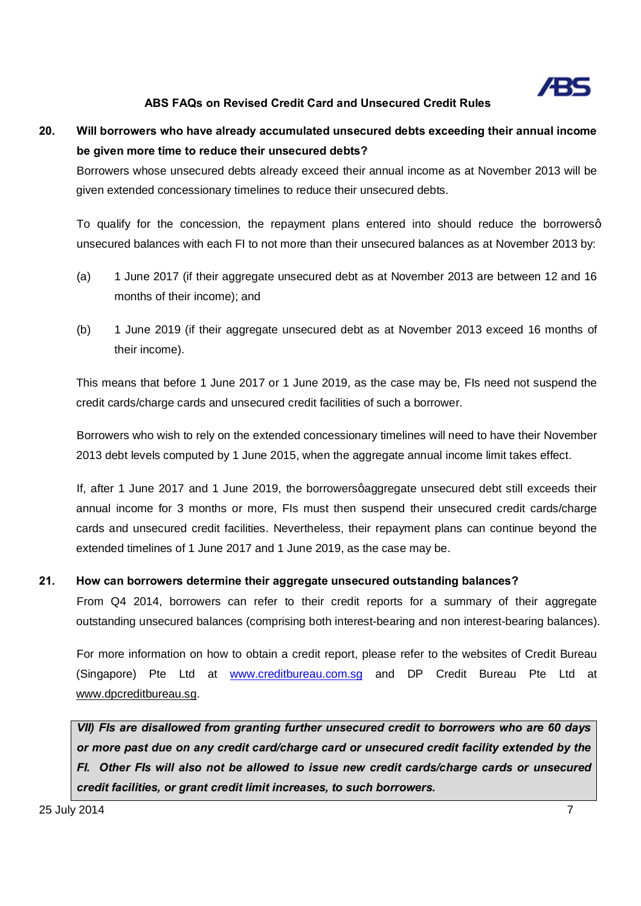**20. Will borrowers who have already accumulated unsecured debts exceeding their annual income be given more time to reduce their unsecured debts?**

Borrowers whose unsecured debts already exceed their annual income as at November 2013 will be given extended concessionary timelines to reduce their unsecured debts.

To qualify for the concession, the repayment plans entered into should reduce the borrowersô unsecured balances with each FI to not more than their unsecured balances as at November 2013 by:

(a) 1 June 2017 (if their aggregate unsecured debt as at November 2013 are between 12 and 16 months of their income); and

(b) 1 June 2019 (if their aggregate unsecured debt as at November 2013 exceed 16 months of their income).

This means that before 1 June 2017 or 1 June 2019, as the case may be, FIs need not suspend the credit cards/charge cards and unsecured credit facilities of such a borrower.

Borrowers who wish to rely on the extended concessionary timelines will need to have their November 2013 debt levels computed by 1 June 2015, when the aggregate annual income limit takes effect.

If, after 1 June 2017 and 1 June 2019, the borrowersôaggregate unsecured debt still exceeds their annual income for 3 months or more, FIs must then suspend their unsecured credit cards/charge cards and unsecured credit facilities. Nevertheless, their repayment plans can continue beyond the extended timelines of 1 June 2017 and 1 June 2019, as the case may be.

**21. How can borrowers determine their aggregate unsecured outstanding balances?**

From Q4 2014, borrowers can refer to their credit reports for a summary of their aggregate outstanding unsecured balances (comprising both interest-bearing and non interest-bearing balances).

For more information on how to obtain a credit report, please refer to the websites of Credit Bureau (Singapore) Pte Ltd at www.creditbureau.com.sg and DP Credit Bureau Pte Ltd at www.dpcreditbureau.sg.

***VII) FIs are disallowed from granting further unsecured credit to borrowers who are 60 days or more past due on any credit card/charge card or unsecured credit facility extended by the FI. Other FIs will also not be allowed to issue new credit cards/charge cards or unsecured credit facilities, or grant credit limit increases, to such borrowers.***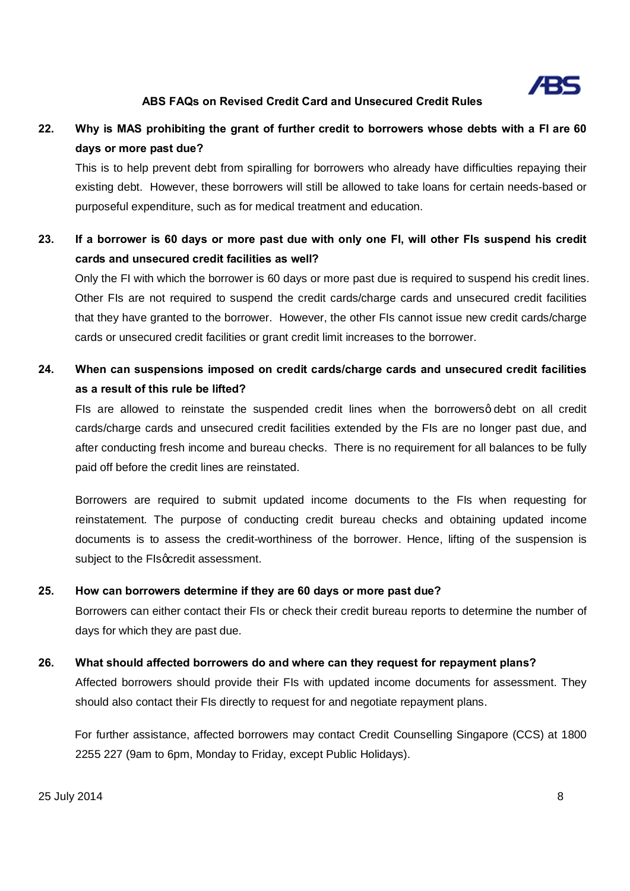**22. Why is MAS prohibiting the grant of further credit to borrowers whose debts with a FI are 60 days or more past due?**

This is to help prevent debt from spiralling for borrowers who already have difficulties repaying their existing debt. However, these borrowers will still be allowed to take loans for certain needs-based or purposeful expenditure, such as for medical treatment and education.

**23. If a borrower is 60 days or more past due with only one FI, will other FIs suspend his credit cards and unsecured credit facilities as well?**

Only the FI with which the borrower is 60 days or more past due is required to suspend his credit lines. Other FIs are not required to suspend the credit cards/charge cards and unsecured credit facilities that they have granted to the borrower. However, the other FIs cannot issue new credit cards/charge cards or unsecured credit facilities or grant credit limit increases to the borrower.

**24. When can suspensions imposed on credit cards/charge cards and unsecured credit facilities as a result of this rule be lifted?**

FIs are allowed to reinstate the suspended credit lines when the borrowersǫ debt on all credit cards/charge cards and unsecured credit facilities extended by the FIs are no longer past due, and after conducting fresh income and bureau checks. There is no requirement for all balances to be fully paid off before the credit lines are reinstated.

Borrowers are required to submit updated income documents to the FIs when requesting for reinstatement. The purpose of conducting credit bureau checks and obtaining updated income documents is to assess the credit-worthiness of the borrower. Hence, lifting of the suspension is subject to the FIsǫcredit assessment.

**25. How can borrowers determine if they are 60 days or more past due?**

Borrowers can either contact their FIs or check their credit bureau reports to determine the number of days for which they are past due.

**26. What should affected borrowers do and where can they request for repayment plans?**

Affected borrowers should provide their FIs with updated income documents for assessment. They should also contact their FIs directly to request for and negotiate repayment plans.

For further assistance, affected borrowers may contact Credit Counselling Singapore (CCS) at 1800 2255 227 (9am to 6pm, Monday to Friday, except Public Holidays).

25 July 2014